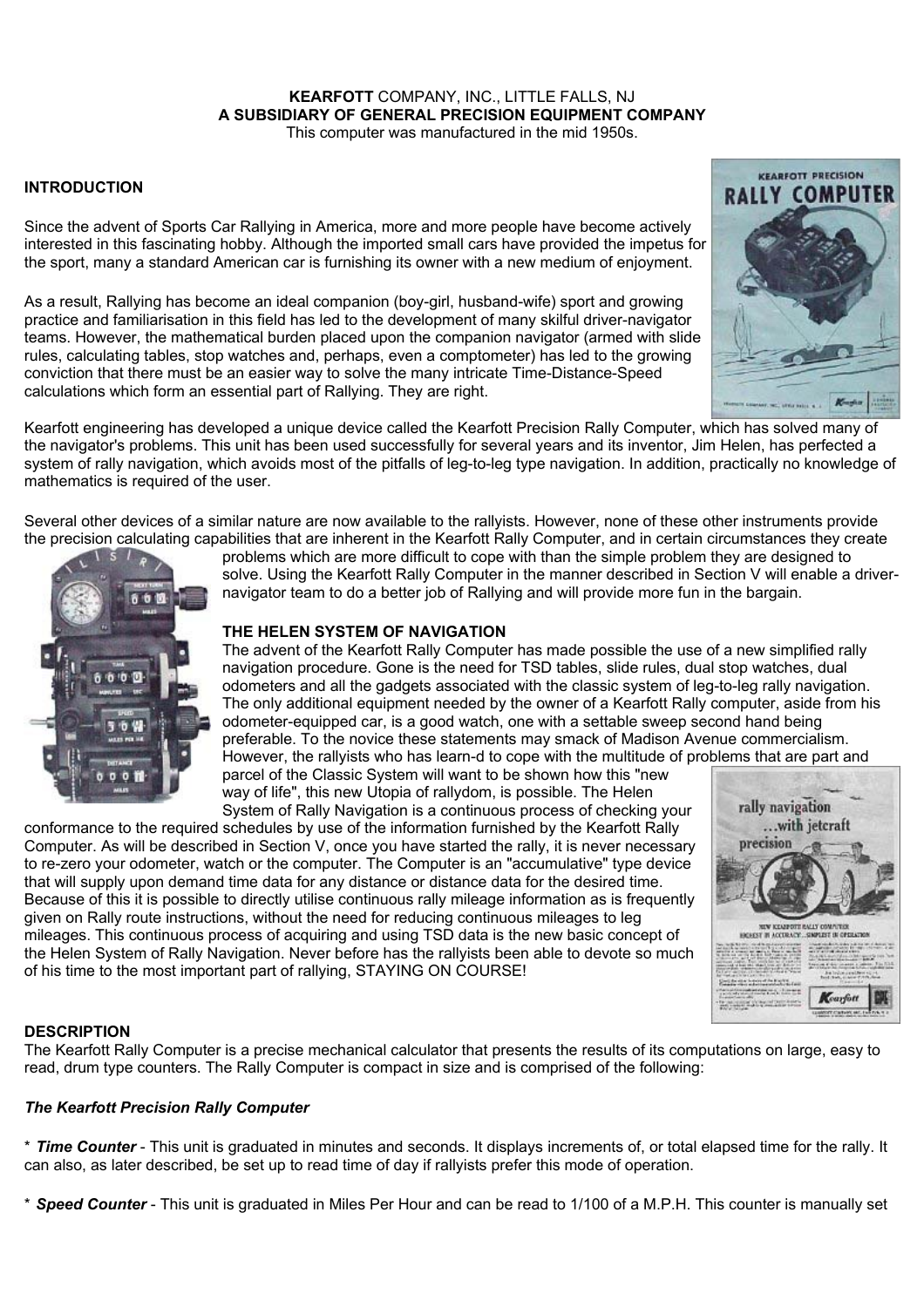**KEARFOTT** COMPANY, INC., LITTLE FALLS, NJ
**A SUBSIDIARY OF GENERAL PRECISION EQUIPMENT COMPANY**
This computer was manufactured in the mid 1950s.

**INTRODUCTION**

Since the advent of Sports Car Rallying in America, more and more people have become actively interested in this fascinating hobby. Although the imported small cars have provided the impetus for the sport, many a standard American car is furnishing its owner with a new medium of enjoyment.

As a result, Rallying has become an ideal companion (boy-girl, husband-wife) sport and growing practice and familiarisation in this field has led to the development of many skilful driver-navigator teams. However, the mathematical burden placed upon the companion navigator (armed with slide rules, calculating tables, stop watches and, perhaps, even a comptometer) has led to the growing conviction that there must be an easier way to solve the many intricate Time-Distance-Speed calculations which form an essential part of Rallying. They are right.

Kearfott engineering has developed a unique device called the Kearfott Precision Rally Computer, which has solved many of the navigator's problems. This unit has been used successfully for several years and its inventor, Jim Helen, has perfected a system of rally navigation, which avoids most of the pitfalls of leg-to-leg type navigation. In addition, practically no knowledge of mathematics is required of the user.

Several other devices of a similar nature are now available to the rallyists. However, none of these other instruments provide the precision calculating capabilities that are inherent in the Kearfott Rally Computer, and in certain circumstances they create problems which are more difficult to cope with than the simple problem they are designed to solve. Using the Kearfott Rally Computer in the manner described in Section V will enable a driver-navigator team to do a better job of Rallying and will provide more fun in the bargain.

**THE HELEN SYSTEM OF NAVIGATION**

The advent of the Kearfott Rally Computer has made possible the use of a new simplified rally navigation procedure. Gone is the need for TSD tables, slide rules, dual stop watches, dual odometers and all the gadgets associated with the classic system of leg-to-leg rally navigation. The only additional equipment needed by the owner of a Kearfott Rally computer, aside from his odometer-equipped car, is a good watch, one with a settable sweep second hand being preferable. To the novice these statements may smack of Madison Avenue commercialism. However, the rallyists who has learn-d to cope with the multitude of problems that are part and parcel of the Classic System will want to be shown how this "new way of life", this new Utopia of rallydom, is possible. The Helen System of Rally Navigation is a continuous process of checking your conformance to the required schedules by use of the information furnished by the Kearfott Rally Computer. As will be described in Section V, once you have started the rally, it is never necessary to re-zero your odometer, watch or the computer. The Computer is an "accumulative" type device that will supply upon demand time data for any distance or distance data for the desired time. Because of this it is possible to directly utilise continuous rally mileage information as is frequently given on Rally route instructions, without the need for reducing continuous mileages to leg mileages. This continuous process of acquiring and using TSD data is the new basic concept of the Helen System of Rally Navigation. Never before has the rallyists been able to devote so much of his time to the most important part of rallying, STAYING ON COURSE!

**DESCRIPTION**

The Kearfott Rally Computer is a precise mechanical calculator that presents the results of its computations on large, easy to read, drum type counters. The Rally Computer is compact in size and is comprised of the following:

***The Kearfott Precision Rally Computer***

* ***Time Counter*** - This unit is graduated in minutes and seconds. It displays increments of, or total elapsed time for the rally. It can also, as later described, be set up to read time of day if rallyists prefer this mode of operation.

* ***Speed Counter*** - This unit is graduated in Miles Per Hour and can be read to 1/100 of a M.P.H. This counter is manually set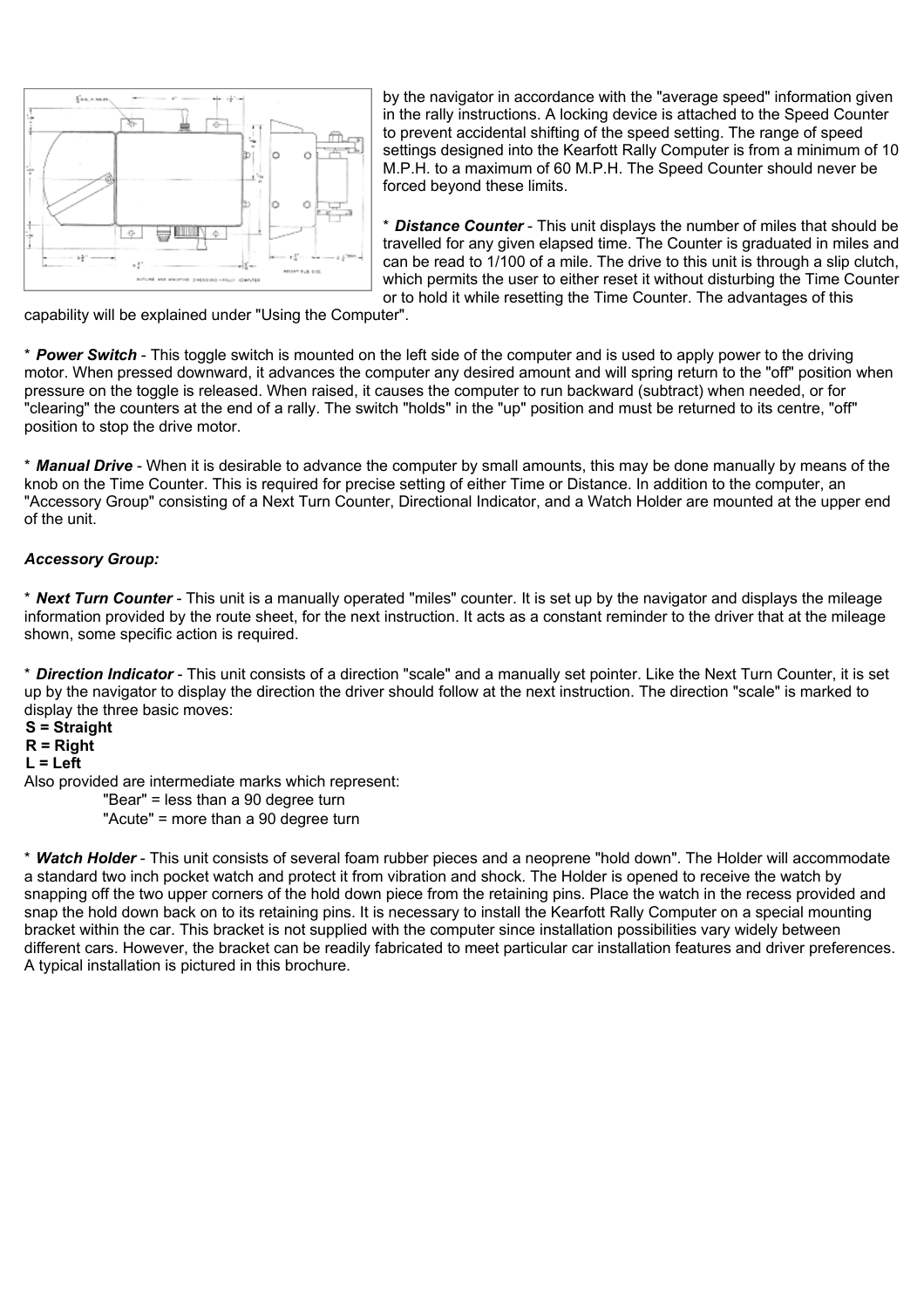by the navigator in accordance with the "average speed" information given in the rally instructions. A locking device is attached to the Speed Counter to prevent accidental shifting of the speed setting. The range of speed settings designed into the Kearfott Rally Computer is from a minimum of 10 M.P.H. to a maximum of 60 M.P.H. The Speed Counter should never be forced beyond these limits.

* ***Distance Counter*** - This unit displays the number of miles that should be travelled for any given elapsed time. The Counter is graduated in miles and can be read to 1/100 of a mile. The drive to this unit is through a slip clutch, which permits the user to either reset it without disturbing the Time Counter or to hold it while resetting the Time Counter. The advantages of this capability will be explained under "Using the Computer".

* ***Power Switch*** - This toggle switch is mounted on the left side of the computer and is used to apply power to the driving motor. When pressed downward, it advances the computer any desired amount and will spring return to the "off" position when pressure on the toggle is released. When raised, it causes the computer to run backward (subtract) when needed, or for "clearing" the counters at the end of a rally. The switch "holds" in the "up" position and must be returned to its centre, "off" position to stop the drive motor.

* ***Manual Drive*** - When it is desirable to advance the computer by small amounts, this may be done manually by means of the knob on the Time Counter. This is required for precise setting of either Time or Distance. In addition to the computer, an "Accessory Group" consisting of a Next Turn Counter, Directional Indicator, and a Watch Holder are mounted at the upper end of the unit.

***Accessory Group:***

* ***Next Turn Counter*** - This unit is a manually operated "miles" counter. It is set up by the navigator and displays the mileage information provided by the route sheet, for the next instruction. It acts as a constant reminder to the driver that at the mileage shown, some specific action is required.

* ***Direction Indicator*** - This unit consists of a direction "scale" and a manually set pointer. Like the Next Turn Counter, it is set up by the navigator to display the direction the driver should follow at the next instruction. The direction "scale" is marked to display the three basic moves:

**S = Straight**
**R = Right**
**L = Left**

Also provided are intermediate marks which represent:

"Bear" = less than a 90 degree turn
"Acute" = more than a 90 degree turn

* ***Watch Holder*** - This unit consists of several foam rubber pieces and a neoprene "hold down". The Holder will accommodate a standard two inch pocket watch and protect it from vibration and shock. The Holder is opened to receive the watch by snapping off the two upper corners of the hold down piece from the retaining pins. Place the watch in the recess provided and snap the hold down back on to its retaining pins. It is necessary to install the Kearfott Rally Computer on a special mounting bracket within the car. This bracket is not supplied with the computer since installation possibilities vary widely between different cars. However, the bracket can be readily fabricated to meet particular car installation features and driver preferences. A typical installation is pictured in this brochure.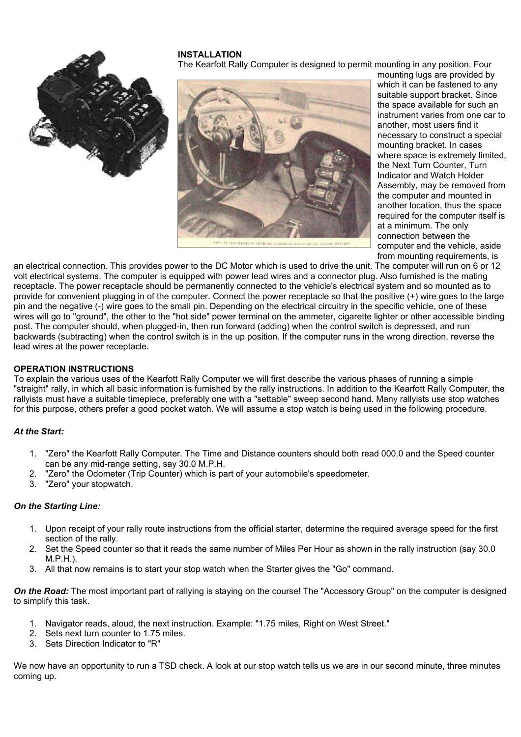## INSTALLATION

The Kearfott Rally Computer is designed to permit mounting in any position. Four mounting lugs are provided by which it can be fastened to any suitable support bracket. Since the space available for such an instrument varies from one car to another, most users find it necessary to construct a special mounting bracket. In cases where space is extremely limited, the Next Turn Counter, Turn Indicator and Watch Holder Assembly, may be removed from the computer and mounted in another location, thus the space required for the computer itself is at a minimum. The only connection between the computer and the vehicle, aside from mounting requirements, is an electrical connection. This provides power to the DC Motor which is used to drive the unit. The computer will run on 6 or 12 volt electrical systems. The computer is equipped with power lead wires and a connector plug. Also furnished is the mating receptacle. The power receptacle should be permanently connected to the vehicle's electrical system and so mounted as to provide for convenient plugging in of the computer. Connect the power receptacle so that the positive (+) wire goes to the large pin and the negative (-) wire goes to the small pin. Depending on the electrical circuitry in the specific vehicle, one of these wires will go to "ground", the other to the "hot side" power terminal on the ammeter, cigarette lighter or other accessible binding post. The computer should, when plugged-in, then run forward (adding) when the control switch is depressed, and run backwards (subtracting) when the control switch is in the up position. If the computer runs in the wrong direction, reverse the lead wires at the power receptacle.

## OPERATION INSTRUCTIONS

To explain the various uses of the Kearfott Rally Computer we will first describe the various phases of running a simple "straight" rally, in which all basic information is furnished by the rally instructions. In addition to the Kearfott Rally Computer, the rallyists must have a suitable timepiece, preferably one with a "settable" sweep second hand. Many rallyists use stop watches for this purpose, others prefer a good pocket watch. We will assume a stop watch is being used in the following procedure.

### *At the Start:*

1. "Zero" the Kearfott Rally Computer. The Time and Distance counters should both read 000.0 and the Speed counter can be any mid-range setting, say 30.0 M.P.H.
2. "Zero" the Odometer (Trip Counter) which is part of your automobile's speedometer.
3. "Zero" your stopwatch.

### *On the Starting Line:*

1. Upon receipt of your rally route instructions from the official starter, determine the required average speed for the first section of the rally.
2. Set the Speed counter so that it reads the same number of Miles Per Hour as shown in the rally instruction (say 30.0 M.P.H.).
3. All that now remains is to start your stop watch when the Starter gives the "Go" command.

***On the Road:*** The most important part of rallying is staying on the course! The "Accessory Group" on the computer is designed to simplify this task.

1. Navigator reads, aloud, the next instruction. Example: "1.75 miles, Right on West Street."
2. Sets next turn counter to 1.75 miles.
3. Sets Direction Indicator to "R"

We now have an opportunity to run a TSD check. A look at our stop watch tells us we are in our second minute, three minutes coming up.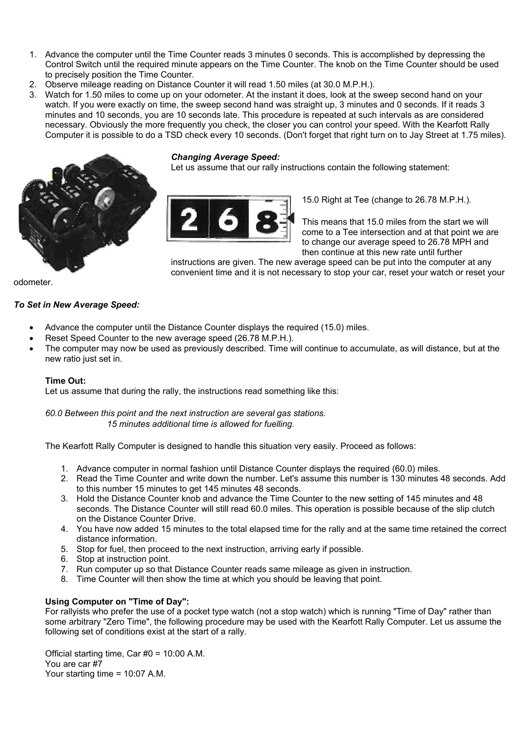1. Advance the computer until the Time Counter reads 3 minutes 0 seconds. This is accomplished by depressing the Control Switch until the required minute appears on the Time Counter. The knob on the Time Counter should be used to precisely position the Time Counter.
2. Observe mileage reading on Distance Counter it will read 1.50 miles (at 30.0 M.P.H.).
3. Watch for 1.50 miles to come up on your odometer. At the instant it does, look at the sweep second hand on your watch. If you were exactly on time, the sweep second hand was straight up, 3 minutes and 0 seconds. If it reads 3 minutes and 10 seconds, you are 10 seconds late. This procedure is repeated at such intervals as are considered necessary. Obviously the more frequently you check, the closer you can control your speed. With the Kearfott Rally Computer it is possible to do a TSD check every 10 seconds. (Don't forget that right turn on to Jay Street at 1.75 miles).

***Changing Average Speed:***

Let us assume that our rally instructions contain the following statement:

15.0 Right at Tee (change to 26.78 M.P.H.).

This means that 15.0 miles from the start we will come to a Tee intersection and at that point we are to change our average speed to 26.78 MPH and then continue at this new rate until further instructions are given. The new average speed can be put into the computer at any convenient time and it is not necessary to stop your car, reset your watch or reset your odometer.

***To Set in New Average Speed:***

- Advance the computer until the Distance Counter displays the required (15.0) miles.
- Reset Speed Counter to the new average speed (26.78 M.P.H.).
- The computer may now be used as previously described. Time will continue to accumulate, as will distance, but at the new ratio just set in.

**Time Out:**

Let us assume that during the rally, the instructions read something like this:

*60.0 Between this point and the next instruction are several gas stations.*
*15 minutes additional time is allowed for fuelling.*

The Kearfott Rally Computer is designed to handle this situation very easily. Proceed as follows:

1. Advance computer in normal fashion until Distance Counter displays the required (60.0) miles.
2. Read the Time Counter and write down the number. Let's assume this number is 130 minutes 48 seconds. Add to this number 15 minutes to get 145 minutes 48 seconds.
3. Hold the Distance Counter knob and advance the Time Counter to the new setting of 145 minutes and 48 seconds. The Distance Counter will still read 60.0 miles. This operation is possible because of the slip clutch on the Distance Counter Drive.
4. You have now added 15 minutes to the total elapsed time for the rally and at the same time retained the correct distance information.
5. Stop for fuel, then proceed to the next instruction, arriving early if possible.
6. Stop at instruction point.
7. Run computer up so that Distance Counter reads same mileage as given in instruction.
8. Time Counter will then show the time at which you should be leaving that point.

**Using Computer on "Time of Day":**

For rallyists who prefer the use of a pocket type watch (not a stop watch) which is running "Time of Day" rather than some arbitrary "Zero Time", the following procedure may be used with the Kearfott Rally Computer. Let us assume the following set of conditions exist at the start of a rally.

Official starting time, Car #0 = 10:00 A.M.
You are car #7
Your starting time = 10:07 A.M.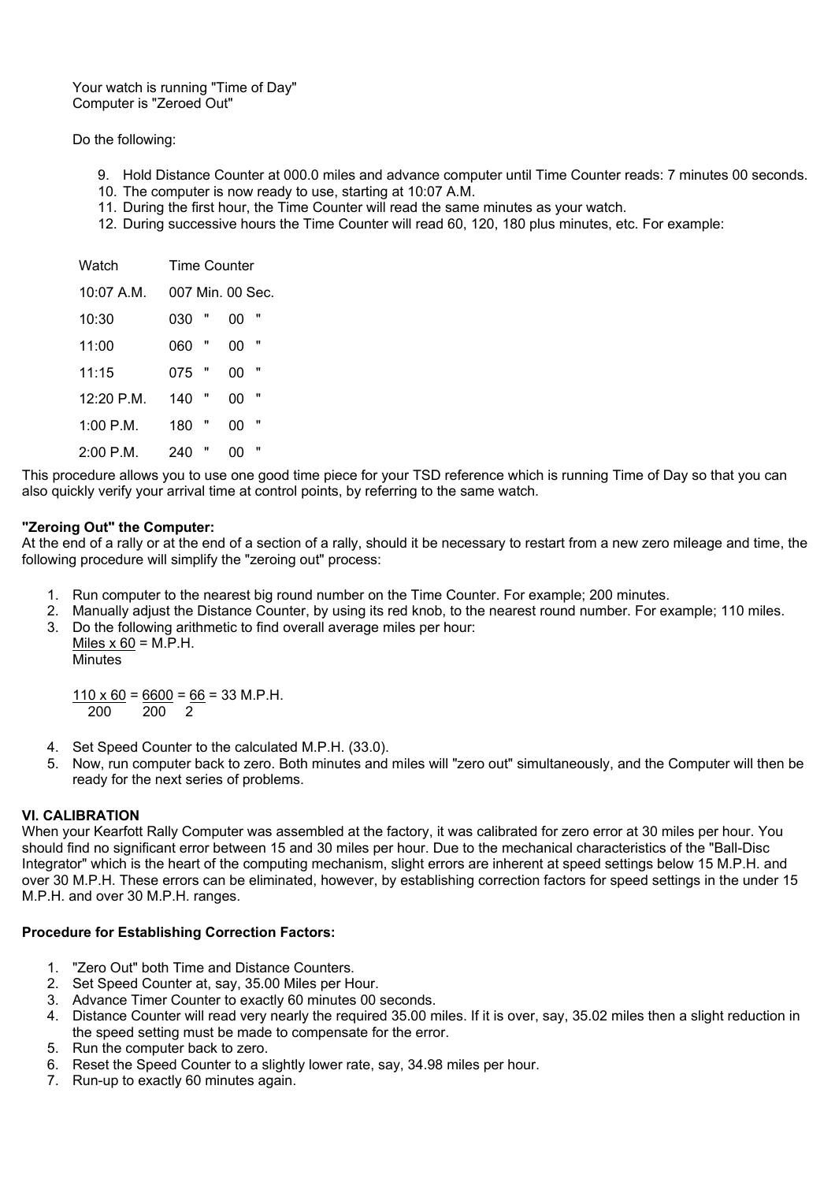Your watch is running "Time of Day"
Computer is "Zeroed Out"

Do the following:

9. Hold Distance Counter at 000.0 miles and advance computer until Time Counter reads: 7 minutes 00 seconds.
10. The computer is now ready to use, starting at 10:07 A.M.
11. During the first hour, the Time Counter will read the same minutes as your watch.
12. During successive hours the Time Counter will read 60, 120, 180 plus minutes, etc. For example:

| Watch | Time Counter |
|---|---|
| 10:07 A.M. | 007 Min. 00 Sec. |
| 10:30 | 030 " 00 " |
| 11:00 | 060 " 00 " |
| 11:15 | 075 " 00 " |
| 12:20 P.M. | 140 " 00 " |
| 1:00 P.M. | 180 " 00 " |
| 2:00 P.M. | 240 " 00 " |

This procedure allows you to use one good time piece for your TSD reference which is running Time of Day so that you can also quickly verify your arrival time at control points, by referring to the same watch.

**"Zeroing Out" the Computer:**
At the end of a rally or at the end of a section of a rally, should it be necessary to restart from a new zero mileage and time, the following procedure will simplify the "zeroing out" process:

1. Run computer to the nearest big round number on the Time Counter. For example; 200 minutes.
2. Manually adjust the Distance Counter, by using its red knob, to the nearest round number. For example; 110 miles.
3. Do the following arithmetic to find overall average miles per hour:

   $$\frac{\text{Miles} \times 60}{\text{Minutes}} = \text{M.P.H.}$$

   $$\frac{110 \times 60}{200} = \frac{6600}{200} = \frac{66}{2} = 33 \text{ M.P.H.}$$

4. Set Speed Counter to the calculated M.P.H. (33.0).
5. Now, run computer back to zero. Both minutes and miles will "zero out" simultaneously, and the Computer will then be ready for the next series of problems.

**VI. CALIBRATION**
When your Kearfott Rally Computer was assembled at the factory, it was calibrated for zero error at 30 miles per hour. You should find no significant error between 15 and 30 miles per hour. Due to the mechanical characteristics of the "Ball-Disc Integrator" which is the heart of the computing mechanism, slight errors are inherent at speed settings below 15 M.P.H. and over 30 M.P.H. These errors can be eliminated, however, by establishing correction factors for speed settings in the under 15 M.P.H. and over 30 M.P.H. ranges.

**Procedure for Establishing Correction Factors:**

1. "Zero Out" both Time and Distance Counters.
2. Set Speed Counter at, say, 35.00 Miles per Hour.
3. Advance Timer Counter to exactly 60 minutes 00 seconds.
4. Distance Counter will read very nearly the required 35.00 miles. If it is over, say, 35.02 miles then a slight reduction in the speed setting must be made to compensate for the error.
5. Run the computer back to zero.
6. Reset the Speed Counter to a slightly lower rate, say, 34.98 miles per hour.
7. Run-up to exactly 60 minutes again.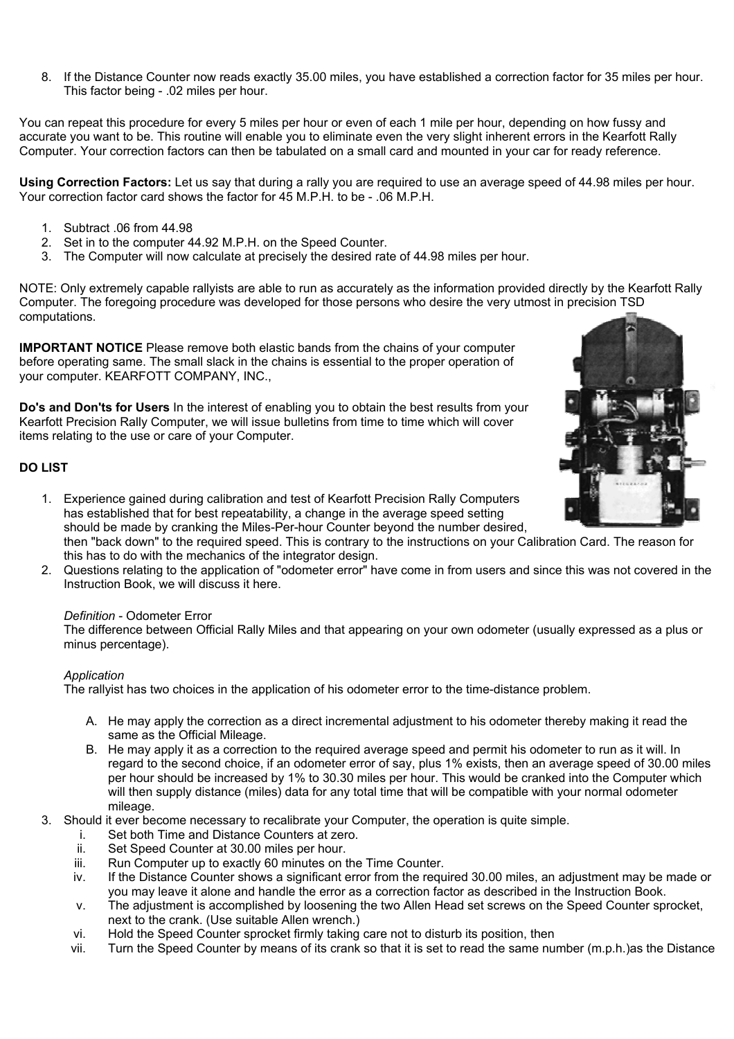8. If the Distance Counter now reads exactly 35.00 miles, you have established a correction factor for 35 miles per hour. This factor being - .02 miles per hour.

You can repeat this procedure for every 5 miles per hour or even of each 1 mile per hour, depending on how fussy and accurate you want to be. This routine will enable you to eliminate even the very slight inherent errors in the Kearfott Rally Computer. Your correction factors can then be tabulated on a small card and mounted in your car for ready reference.

**Using Correction Factors:** Let us say that during a rally you are required to use an average speed of 44.98 miles per hour. Your correction factor card shows the factor for 45 M.P.H. to be - .06 M.P.H.

1. Subtract .06 from 44.98
2. Set in to the computer 44.92 M.P.H. on the Speed Counter.
3. The Computer will now calculate at precisely the desired rate of 44.98 miles per hour.

NOTE: Only extremely capable rallyists are able to run as accurately as the information provided directly by the Kearfott Rally Computer. The foregoing procedure was developed for those persons who desire the very utmost in precision TSD computations.

**IMPORTANT NOTICE** Please remove both elastic bands from the chains of your computer before operating same. The small slack in the chains is essential to the proper operation of your computer. KEARFOTT COMPANY, INC.,

**Do's and Don'ts for Users** In the interest of enabling you to obtain the best results from your Kearfott Precision Rally Computer, we will issue bulletins from time to time which will cover items relating to the use or care of your Computer.

**DO LIST**

1. Experience gained during calibration and test of Kearfott Precision Rally Computers has established that for best repeatability, a change in the average speed setting should be made by cranking the Miles-Per-hour Counter beyond the number desired, then "back down" to the required speed. This is contrary to the instructions on your Calibration Card. The reason for this has to do with the mechanics of the integrator design.
2. Questions relating to the application of "odometer error" have come in from users and since this was not covered in the Instruction Book, we will discuss it here.

   *Definition* - Odometer Error
   The difference between Official Rally Miles and that appearing on your own odometer (usually expressed as a plus or minus percentage).

   *Application*
   The rallyist has two choices in the application of his odometer error to the time-distance problem.

   A. He may apply the correction as a direct incremental adjustment to his odometer thereby making it read the same as the Official Mileage.
   B. He may apply it as a correction to the required average speed and permit his odometer to run as it will. In regard to the second choice, if an odometer error of say, plus 1% exists, then an average speed of 30.00 miles per hour should be increased by 1% to 30.30 miles per hour. This would be cranked into the Computer which will then supply distance (miles) data for any total time that will be compatible with your normal odometer mileage.
3. Should it ever become necessary to recalibrate your Computer, the operation is quite simple.
   i. Set both Time and Distance Counters at zero.
   ii. Set Speed Counter at 30.00 miles per hour.
   iii. Run Computer up to exactly 60 minutes on the Time Counter.
   iv. If the Distance Counter shows a significant error from the required 30.00 miles, an adjustment may be made or you may leave it alone and handle the error as a correction factor as described in the Instruction Book.
   v. The adjustment is accomplished by loosening the two Allen Head set screws on the Speed Counter sprocket, next to the crank. (Use suitable Allen wrench.)
   vi. Hold the Speed Counter sprocket firmly taking care not to disturb its position, then
   vii. Turn the Speed Counter by means of its crank so that it is set to read the same number (m.p.h.)as the Distance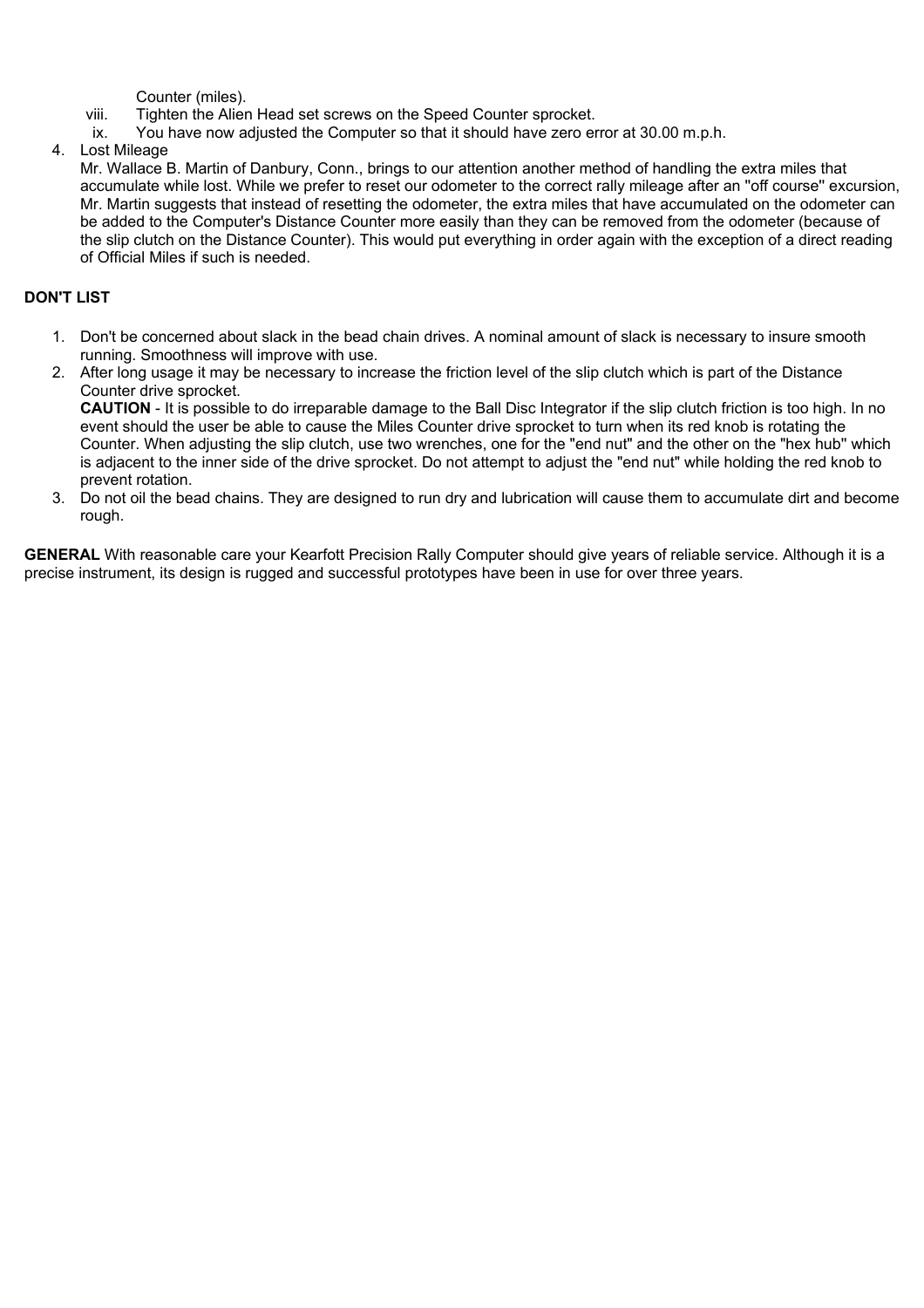Counter (miles).

viii. Tighten the Alien Head set screws on the Speed Counter sprocket.

ix. You have now adjusted the Computer so that it should have zero error at 30.00 m.p.h.

4. Lost Mileage

   Mr. Wallace B. Martin of Danbury, Conn., brings to our attention another method of handling the extra miles that accumulate while lost. While we prefer to reset our odometer to the correct rally mileage after an "off course" excursion, Mr. Martin suggests that instead of resetting the odometer, the extra miles that have accumulated on the odometer can be added to the Computer's Distance Counter more easily than they can be removed from the odometer (because of the slip clutch on the Distance Counter). This would put everything in order again with the exception of a direct reading of Official Miles if such is needed.

**DON'T LIST**

1. Don't be concerned about slack in the bead chain drives. A nominal amount of slack is necessary to insure smooth running. Smoothness will improve with use.
2. After long usage it may be necessary to increase the friction level of the slip clutch which is part of the Distance Counter drive sprocket.
   **CAUTION** - It is possible to do irreparable damage to the Ball Disc Integrator if the slip clutch friction is too high. In no event should the user be able to cause the Miles Counter drive sprocket to turn when its red knob is rotating the Counter. When adjusting the slip clutch, use two wrenches, one for the "end nut" and the other on the "hex hub" which is adjacent to the inner side of the drive sprocket. Do not attempt to adjust the "end nut" while holding the red knob to prevent rotation.
3. Do not oil the bead chains. They are designed to run dry and lubrication will cause them to accumulate dirt and become rough.

**GENERAL** With reasonable care your Kearfott Precision Rally Computer should give years of reliable service. Although it is a precise instrument, its design is rugged and successful prototypes have been in use for over three years.